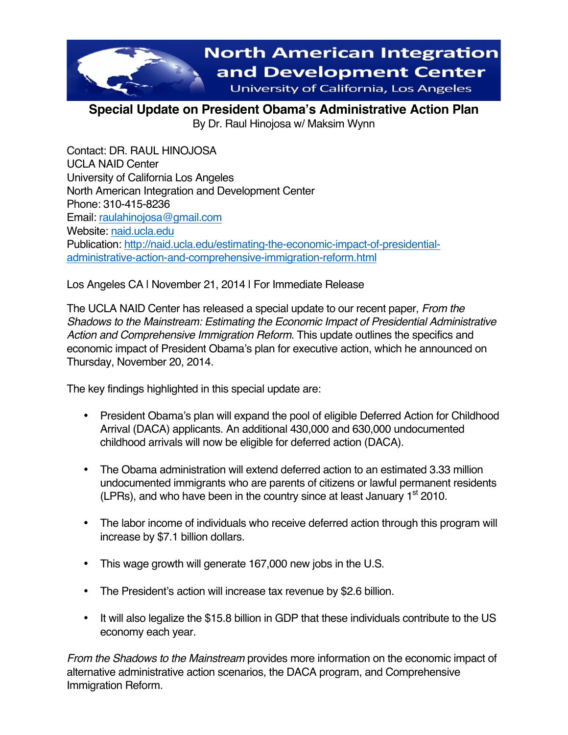North American Integration and Development Center

University of California, Los Angeles

# Special Update on President Obama's Administrative Action Plan

By Dr. Raul Hinojosa w/ Maksim Wynn

Contact: DR. RAUL HINOJOSA
UCLA NAID Center
University of California Los Angeles
North American Integration and Development Center
Phone: 310-415-8236
Email: raulahinojosa@gmail.com
Website: naid.ucla.edu
Publication: http://naid.ucla.edu/estimating-the-economic-impact-of-presidential-administrative-action-and-comprehensive-immigration-reform.html

Los Angeles CA | November 21, 2014 | For Immediate Release

The UCLA NAID Center has released a special update to our recent paper, *From the Shadows to the Mainstream: Estimating the Economic Impact of Presidential Administrative Action and Comprehensive Immigration Reform.* This update outlines the specifics and economic impact of President Obama's plan for executive action, which he announced on Thursday, November 20, 2014.

The key findings highlighted in this special update are:

- President Obama's plan will expand the pool of eligible Deferred Action for Childhood Arrival (DACA) applicants. An additional 430,000 and 630,000 undocumented childhood arrivals will now be eligible for deferred action (DACA).
- The Obama administration will extend deferred action to an estimated 3.33 million undocumented immigrants who are parents of citizens or lawful permanent residents (LPRs), and who have been in the country since at least January 1st 2010.
- The labor income of individuals who receive deferred action through this program will increase by $7.1 billion dollars.
- This wage growth will generate 167,000 new jobs in the U.S.
- The President's action will increase tax revenue by $2.6 billion.
- It will also legalize the $15.8 billion in GDP that these individuals contribute to the US economy each year.

*From the Shadows to the Mainstream* provides more information on the economic impact of alternative administrative action scenarios, the DACA program, and Comprehensive Immigration Reform.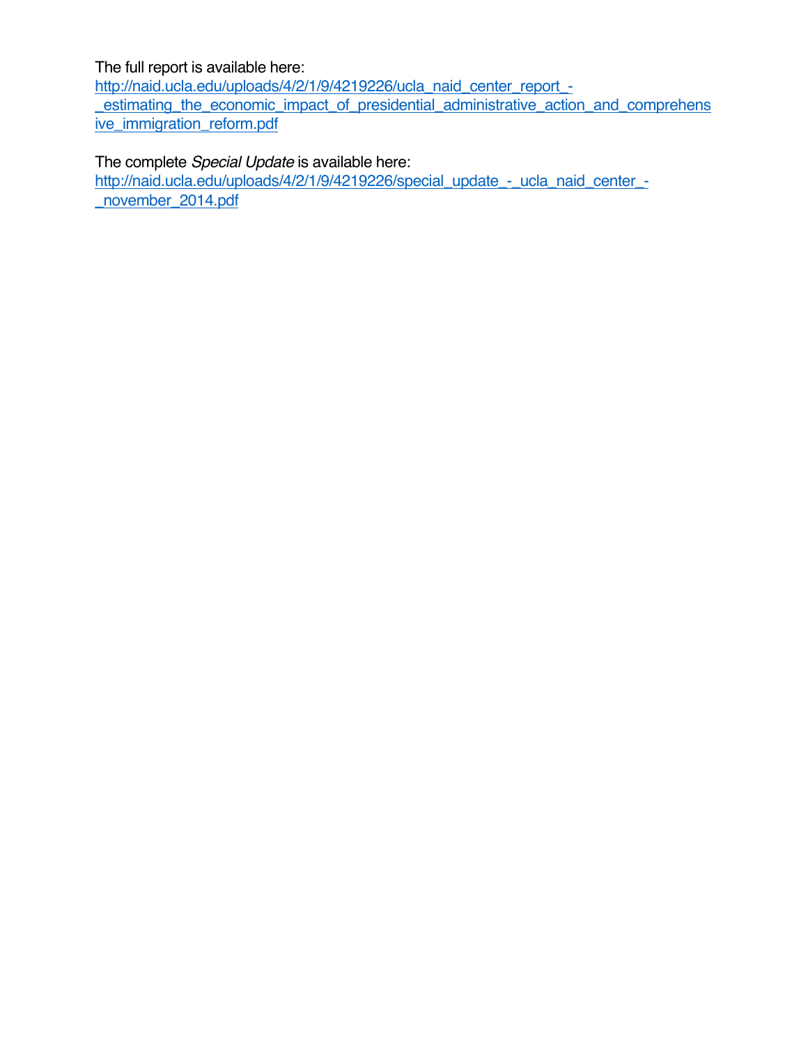The full report is available here:
http://naid.ucla.edu/uploads/4/2/1/9/4219226/ucla_naid_center_report_-_estimating_the_economic_impact_of_presidential_administrative_action_and_comprehensive_immigration_reform.pdf

The complete *Special Update* is available here:
http://naid.ucla.edu/uploads/4/2/1/9/4219226/special_update_-_ucla_naid_center_-_november_2014.pdf